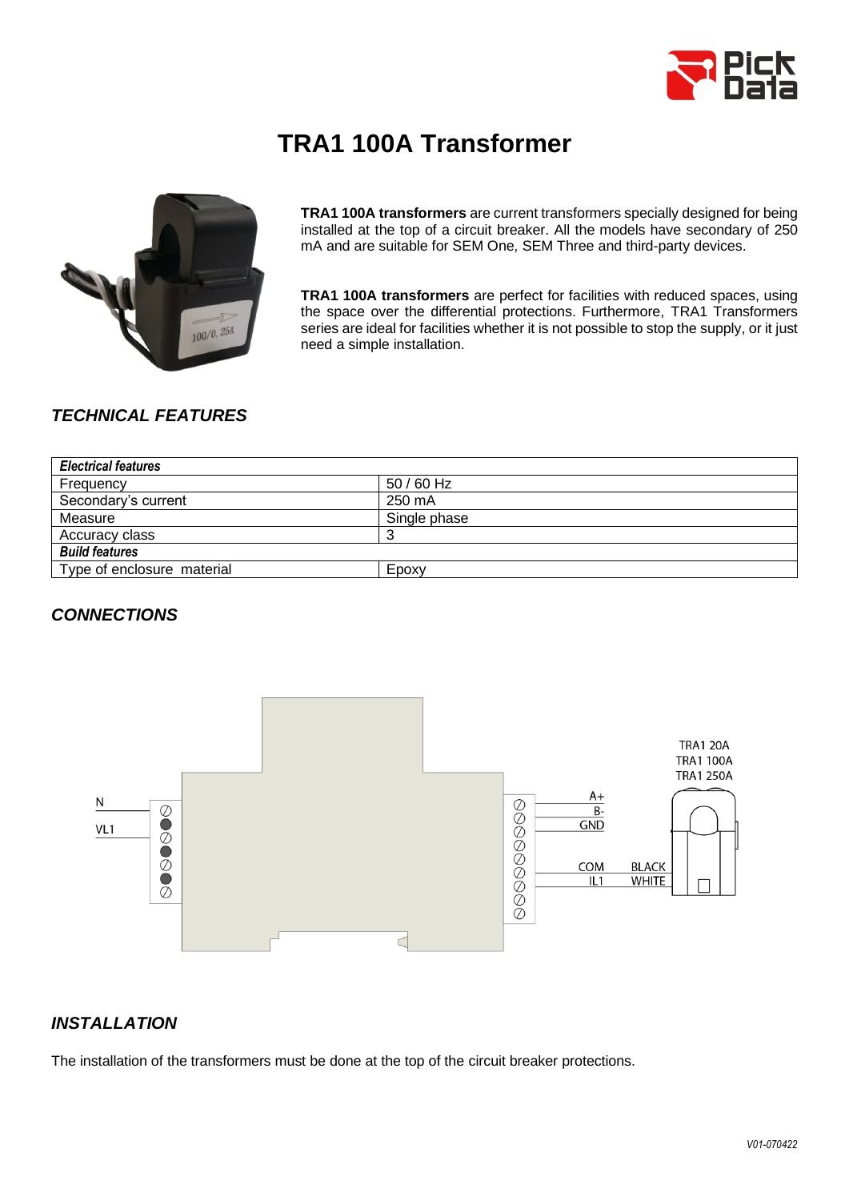# TRA1 100A Transformer

**TRA1 100A transformers** are current transformers specially designed for being installed at the top of a circuit breaker. All the models have secondary of 250 mA and are suitable for SEM One, SEM Three and third-party devices.

**TRA1 100A transformers** are perfect for facilities with reduced spaces, using the space over the differential protections. Furthermore, TRA1 Transformers series are ideal for facilities whether it is not possible to stop the supply, or it just need a simple installation.

## *TECHNICAL FEATURES*

| ***Electrical features*** | |
|---|---|
| Frequency | 50 / 60 Hz |
| Secondary's current | 250 mA |
| Measure | Single phase |
| Accuracy class | 3 |
| ***Build features*** | |
| Type of enclosure material | Epoxy |

## *CONNECTIONS*

N

VL1

A+

B-

GND

COM

IL1

BLACK

WHITE

TRA1 20A
TRA1 100A
TRA1 250A

## *INSTALLATION*

The installation of the transformers must be done at the top of the circuit breaker protections.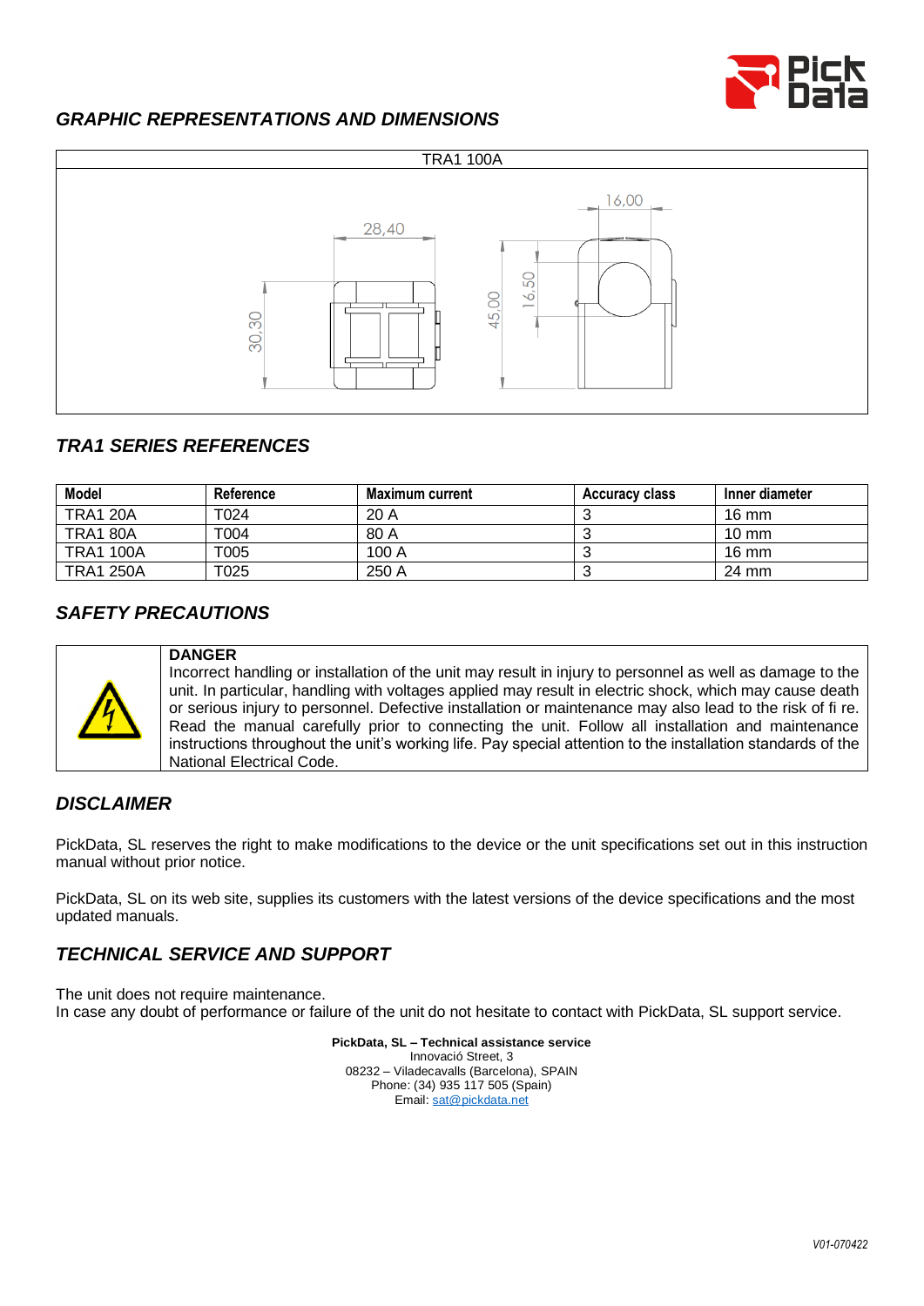## *GRAPHIC REPRESENTATIONS AND DIMENSIONS*

TRA1 100A

28,40

30,30

16,00

45,00

16,50

## *TRA1 SERIES REFERENCES*

| Model | Reference | Maximum current | Accuracy class | Inner diameter |
|---|---|---|---|---|
| TRA1 20A | T024 | 20 A | 3 | 16 mm |
| TRA1 80A | T004 | 80 A | 3 | 10 mm |
| TRA1 100A | T005 | 100 A | 3 | 16 mm |
| TRA1 250A | T025 | 250 A | 3 | 24 mm |

## *SAFETY PRECAUTIONS*

**DANGER**

Incorrect handling or installation of the unit may result in injury to personnel as well as damage to the unit. In particular, handling with voltages applied may result in electric shock, which may cause death or serious injury to personnel. Defective installation or maintenance may also lead to the risk of fi re. Read the manual carefully prior to connecting the unit. Follow all installation and maintenance instructions throughout the unit's working life. Pay special attention to the installation standards of the National Electrical Code.

## *DISCLAIMER*

PickData, SL reserves the right to make modifications to the device or the unit specifications set out in this instruction manual without prior notice.

PickData, SL on its web site, supplies its customers with the latest versions of the device specifications and the most updated manuals.

## *TECHNICAL SERVICE AND SUPPORT*

The unit does not require maintenance.
In case any doubt of performance or failure of the unit do not hesitate to contact with PickData, SL support service.

**PickData, SL – Technical assistance service**
Innovació Street, 3
08232 – Viladecavalls (Barcelona), SPAIN
Phone: (34) 935 117 505 (Spain)
Email: sat@pickdata.net

*V01-070422*